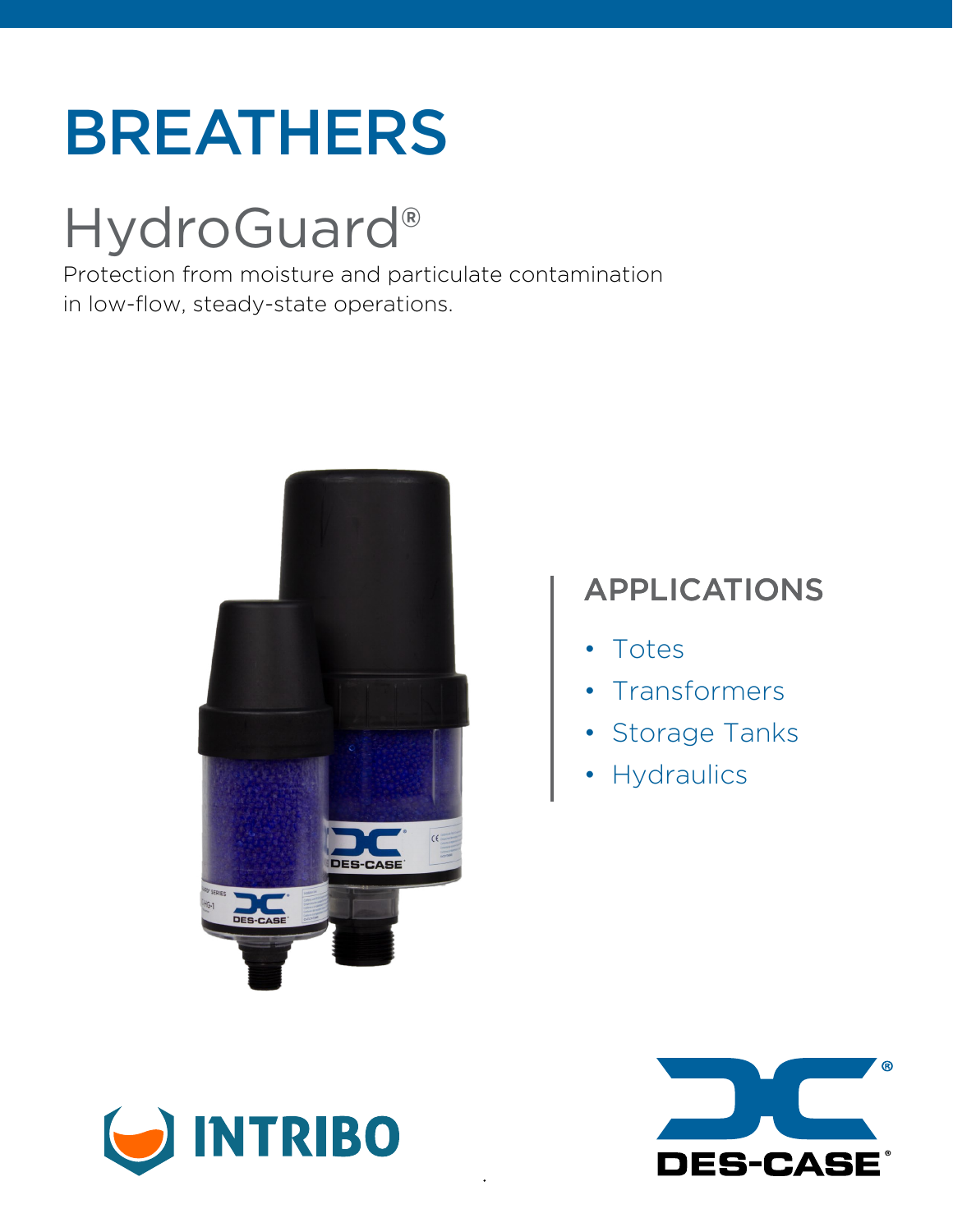# BREATHERS

## HydroGuard®

Protection from moisture and particulate contamination in low-flow, steady-state operations.

### APPLICATIONS

- Totes
- Transformers
- Storage Tanks
- Hydraulics

INTRIBO

DES-CASE®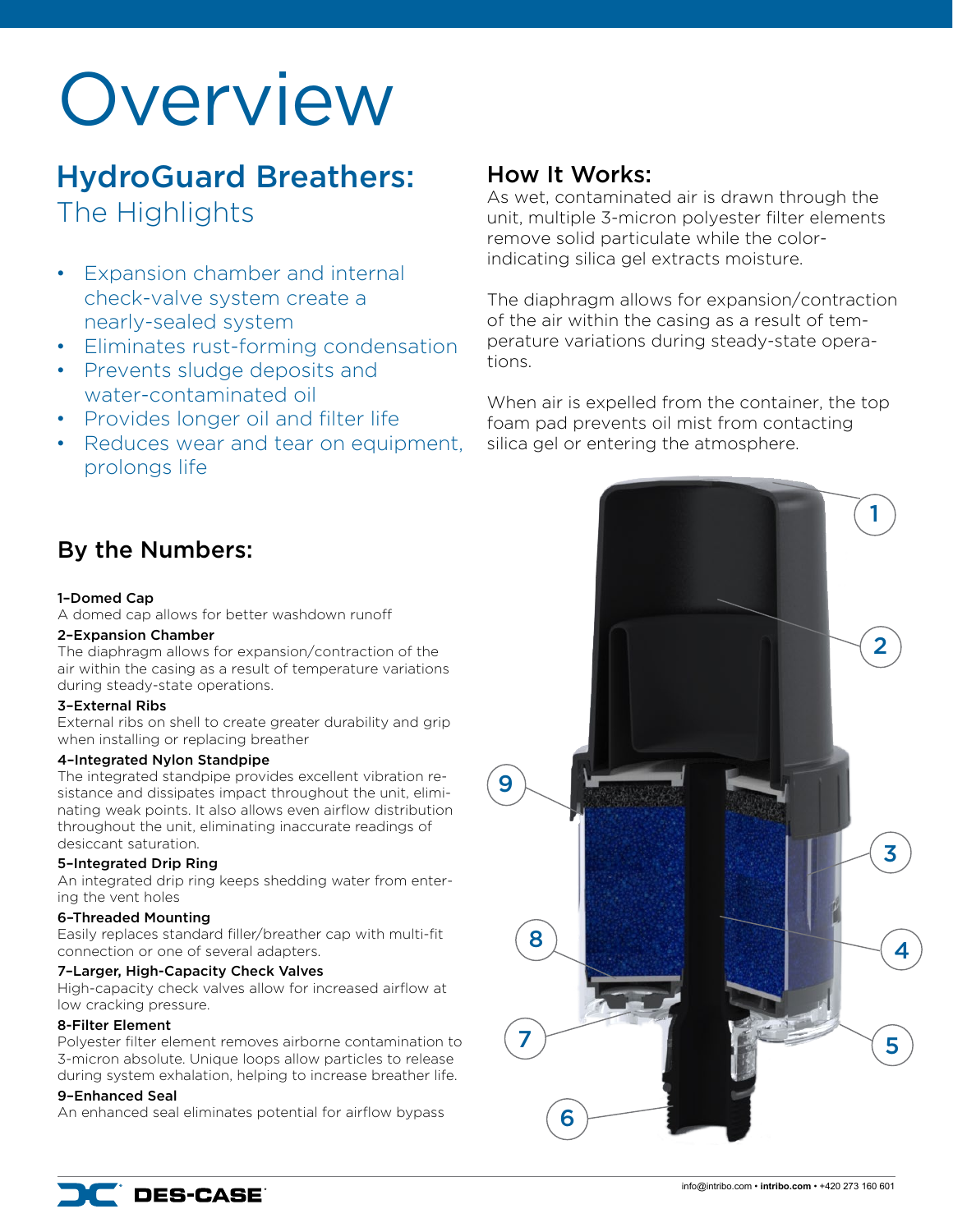# Overview

## HydroGuard Breathers:
The Highlights

- Expansion chamber and internal check-valve system create a nearly-sealed system
- Eliminates rust-forming condensation
- Prevents sludge deposits and water-contaminated oil
- Provides longer oil and filter life
- Reduces wear and tear on equipment, prolongs life

## How It Works:

As wet, contaminated air is drawn through the unit, multiple 3-micron polyester filter elements remove solid particulate while the color-indicating silica gel extracts moisture.

The diaphragm allows for expansion/contraction of the air within the casing as a result of temperature variations during steady-state operations.

When air is expelled from the container, the top foam pad prevents oil mist from contacting silica gel or entering the atmosphere.

## By the Numbers:

**1–Domed Cap**
A domed cap allows for better washdown runoff

**2–Expansion Chamber**
The diaphragm allows for expansion/contraction of the air within the casing as a result of temperature variations during steady-state operations.

**3–External Ribs**
External ribs on shell to create greater durability and grip when installing or replacing breather

**4–Integrated Nylon Standpipe**
The integrated standpipe provides excellent vibration resistance and dissipates impact throughout the unit, eliminating weak points. It also allows even airflow distribution throughout the unit, eliminating inaccurate readings of desiccant saturation.

**5–Integrated Drip Ring**
An integrated drip ring keeps shedding water from entering the vent holes

**6–Threaded Mounting**
Easily replaces standard filler/breather cap with multi-fit connection or one of several adapters.

**7–Larger, High-Capacity Check Valves**
High-capacity check valves allow for increased airflow at low cracking pressure.

**8–Filter Element**
Polyester filter element removes airborne contamination to 3-micron absolute. Unique loops allow particles to release during system exhalation, helping to increase breather life.

**9–Enhanced Seal**
An enhanced seal eliminates potential for airflow bypass

DES-CASE

info@intribo.com • intribo.com • +420 273 160 601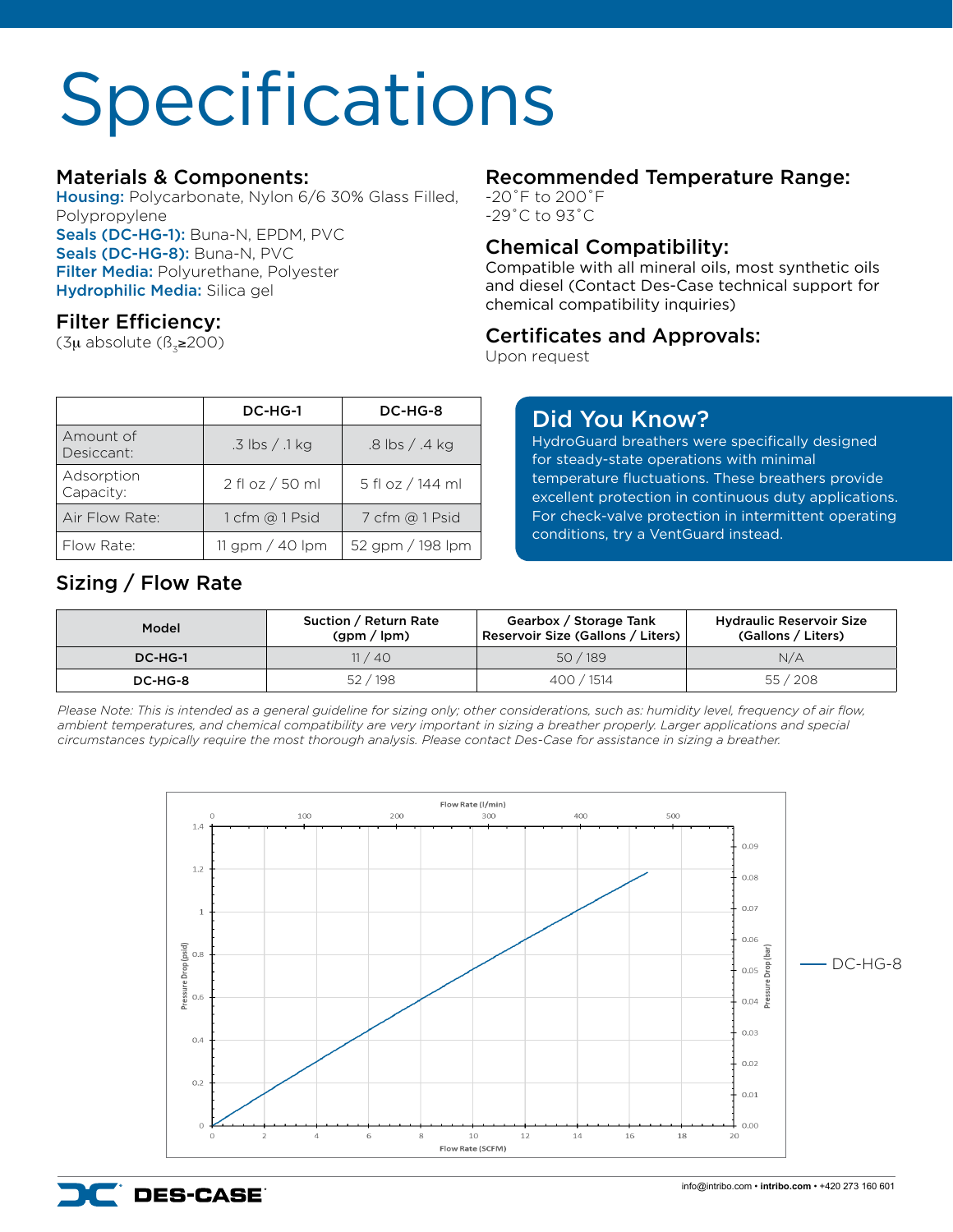# Specifications

## Materials & Components:

**Housing:** Polycarbonate, Nylon 6/6 30% Glass Filled, Polypropylene
**Seals (DC-HG-1):** Buna-N, EPDM, PVC
**Seals (DC-HG-8):** Buna-N, PVC
**Filter Media:** Polyurethane, Polyester
**Hydrophilic Media:** Silica gel

## Filter Efficiency:

(3μ absolute ($ß_3$≥200)

## Recommended Temperature Range:

-20˚F to 200˚F
-29˚C to 93˚C

## Chemical Compatibility:

Compatible with all mineral oils, most synthetic oils and diesel (Contact Des-Case technical support for chemical compatibility inquiries)

## Certificates and Approvals:

Upon request

| | DC-HG-1 | DC-HG-8 |
|---|---|---|
| Amount of Desiccant: | .3 lbs / .1 kg | .8 lbs / .4 kg |
| Adsorption Capacity: | 2 fl oz / 50 ml | 5 fl oz / 144 ml |
| Air Flow Rate: | 1 cfm @ 1 Psid | 7 cfm @ 1 Psid |
| Flow Rate: | 11 gpm / 40 lpm | 52 gpm / 198 lpm |

## Did You Know?

HydroGuard breathers were specifically designed for steady-state operations with minimal temperature fluctuations. These breathers provide excellent protection in continuous duty applications. For check-valve protection in intermittent operating conditions, try a VentGuard instead.

## Sizing / Flow Rate

| Model | Suction / Return Rate (gpm / lpm) | Gearbox / Storage Tank Reservoir Size (Gallons / Liters) | Hydraulic Reservoir Size (Gallons / Liters) |
|---|---|---|---|
| DC-HG-1 | 11 / 40 | 50 / 189 | N/A |
| DC-HG-8 | 52 / 198 | 400 / 1514 | 55 / 208 |

*Please Note: This is intended as a general guideline for sizing only; other considerations, such as: humidity level, frequency of air flow, ambient temperatures, and chemical compatibility are very important in sizing a breather properly. Larger applications and special circumstances typically require the most thorough analysis. Please contact Des-Case for assistance in sizing a breather.*

Flow Rate (l/min)

Pressure Drop (psid) / Pressure Drop (bar)

Flow Rate (SCFM)

— DC-HG-8

info@intribo.com • intribo.com • +420 273 160 601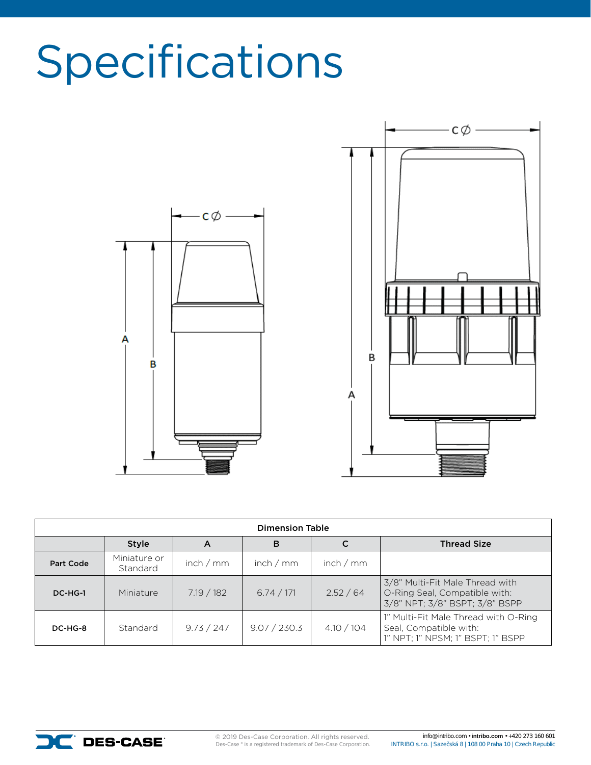# Specifications

C Ø

A

B

C Ø

B

A

| Dimension Table | | | | | |
|---|---|---|---|---|---|
| | **Style** | **A** | **B** | **C** | **Thread Size** |
| **Part Code** | Miniature or Standard | inch / mm | inch / mm | inch / mm | |
| **DC-HG-1** | Miniature | 7.19 / 182 | 6.74 / 171 | 2.52 / 64 | 3/8" Multi-Fit Male Thread with O-Ring Seal, Compatible with: 3/8" NPT; 3/8" BSPT; 3/8" BSPP |
| **DC-HG-8** | Standard | 9.73 / 247 | 9.07 / 230.3 | 4.10 / 104 | 1" Multi-Fit Male Thread with O-Ring Seal, Compatible with: 1" NPT; 1" NPSM; 1" BSPT; 1" BSPP |

DES-CASE

© 2019 Des-Case Corporation. All rights reserved.
Des-Case ® is a registered trademark of Des-Case Corporation.

info@intribo.com • intribo.com • +420 273 160 601
INTRIBO s.r.o. | Sazečská 8 | 108 00 Praha 10 | Czech Republic